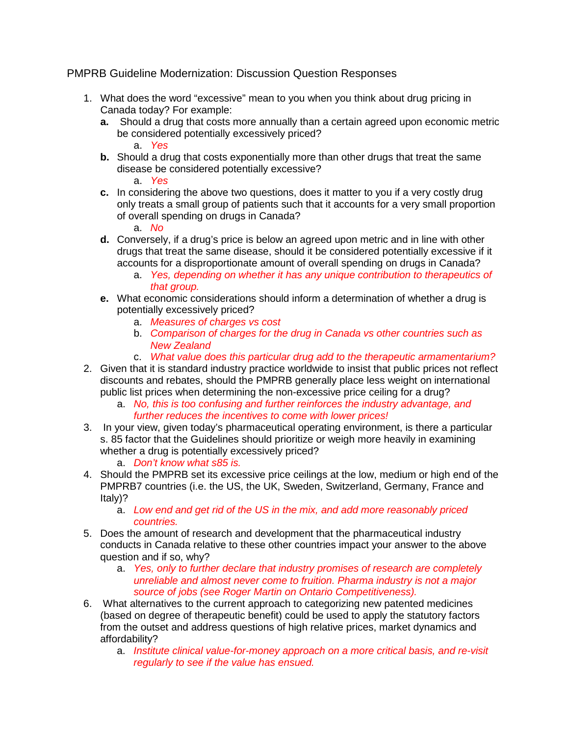PMPRB Guideline Modernization: Discussion Question Responses

1. What does the word "excessive" mean to you when you think about drug pricing in Canada today? For example:
    **a.** Should a drug that costs more annually than a certain agreed upon economic metric be considered potentially excessively priced?
        a. *Yes*
    
    **b.** Should a drug that costs exponentially more than other drugs that treat the same disease be considered potentially excessive?
        a. *Yes*
    
    **c.** In considering the above two questions, does it matter to you if a very costly drug only treats a small group of patients such that it accounts for a very small proportion of overall spending on drugs in Canada?
        a. *No*
    
    **d.** Conversely, if a drug's price is below an agreed upon metric and in line with other drugs that treat the same disease, should it be considered potentially excessive if it accounts for a disproportionate amount of overall spending on drugs in Canada?
        a. *Yes, depending on whether it has any unique contribution to therapeutics of that group.*
    
    **e.** What economic considerations should inform a determination of whether a drug is potentially excessively priced?
        a. *Measures of charges vs cost*
        b. *Comparison of charges for the drug in Canada vs other countries such as New Zealand*
        c. *What value does this particular drug add to the therapeutic armamentarium?*

2. Given that it is standard industry practice worldwide to insist that public prices not reflect discounts and rebates, should the PMPRB generally place less weight on international public list prices when determining the non-excessive price ceiling for a drug?
    a. *No, this is too confusing and further reinforces the industry advantage, and further reduces the incentives to come with lower prices!*

3. In your view, given today's pharmaceutical operating environment, is there a particular s. 85 factor that the Guidelines should prioritize or weigh more heavily in examining whether a drug is potentially excessively priced?
    a. *Don't know what s85 is.*

4. Should the PMPRB set its excessive price ceilings at the low, medium or high end of the PMPRB7 countries (i.e. the US, the UK, Sweden, Switzerland, Germany, France and Italy)?
    a. *Low end and get rid of the US in the mix, and add more reasonably priced countries.*

5. Does the amount of research and development that the pharmaceutical industry conducts in Canada relative to these other countries impact your answer to the above question and if so, why?
    a. *Yes, only to further declare that industry promises of research are completely unreliable and almost never come to fruition. Pharma industry is not a major source of jobs (see Roger Martin on Ontario Competitiveness).*

6. What alternatives to the current approach to categorizing new patented medicines (based on degree of therapeutic benefit) could be used to apply the statutory factors from the outset and address questions of high relative prices, market dynamics and affordability?
    a. *Institute clinical value-for-money approach on a more critical basis, and re-visit regularly to see if the value has ensued.*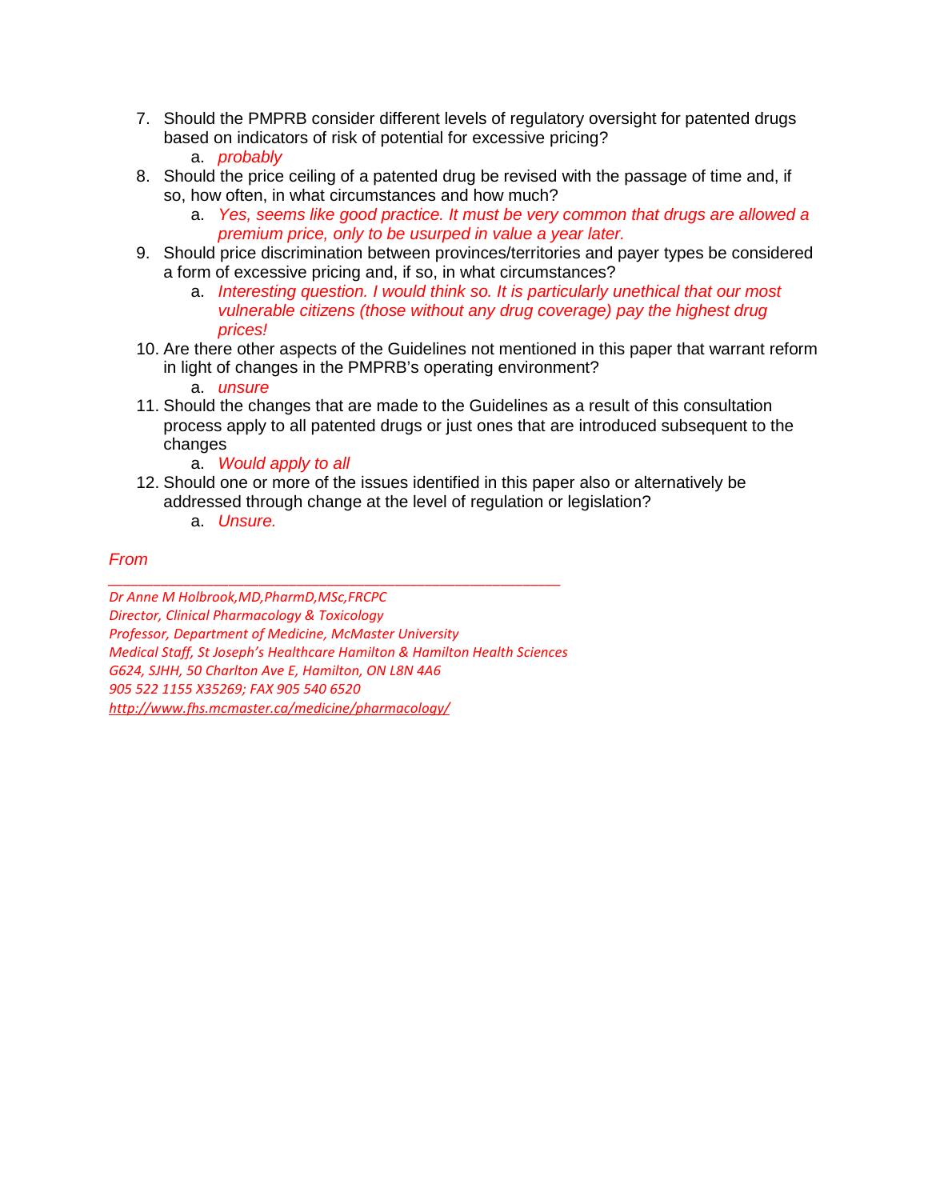7. Should the PMPRB consider different levels of regulatory oversight for patented drugs based on indicators of risk of potential for excessive pricing?
   a. *probably*
8. Should the price ceiling of a patented drug be revised with the passage of time and, if so, how often, in what circumstances and how much?
   a. *Yes, seems like good practice. It must be very common that drugs are allowed a premium price, only to be usurped in value a year later.*
9. Should price discrimination between provinces/territories and payer types be considered a form of excessive pricing and, if so, in what circumstances?
   a. *Interesting question. I would think so. It is particularly unethical that our most vulnerable citizens (those without any drug coverage) pay the highest drug prices!*
10. Are there other aspects of the Guidelines not mentioned in this paper that warrant reform in light of changes in the PMPRB's operating environment?
    a. *unsure*
11. Should the changes that are made to the Guidelines as a result of this consultation process apply to all patented drugs or just ones that are introduced subsequent to the changes
    a. *Would apply to all*
12. Should one or more of the issues identified in this paper also or alternatively be addressed through change at the level of regulation or legislation?
    a. *Unsure.*

*From*

---

*Dr Anne M Holbrook,MD,PharmD,MSc,FRCPC*
*Director, Clinical Pharmacology & Toxicology*
*Professor, Department of Medicine, McMaster University*
*Medical Staff, St Joseph's Healthcare Hamilton & Hamilton Health Sciences*
*G624, SJHH, 50 Charlton Ave E, Hamilton, ON L8N 4A6*
*905 522 1155 X35269; FAX 905 540 6520*
*http://www.fhs.mcmaster.ca/medicine/pharmacology/*